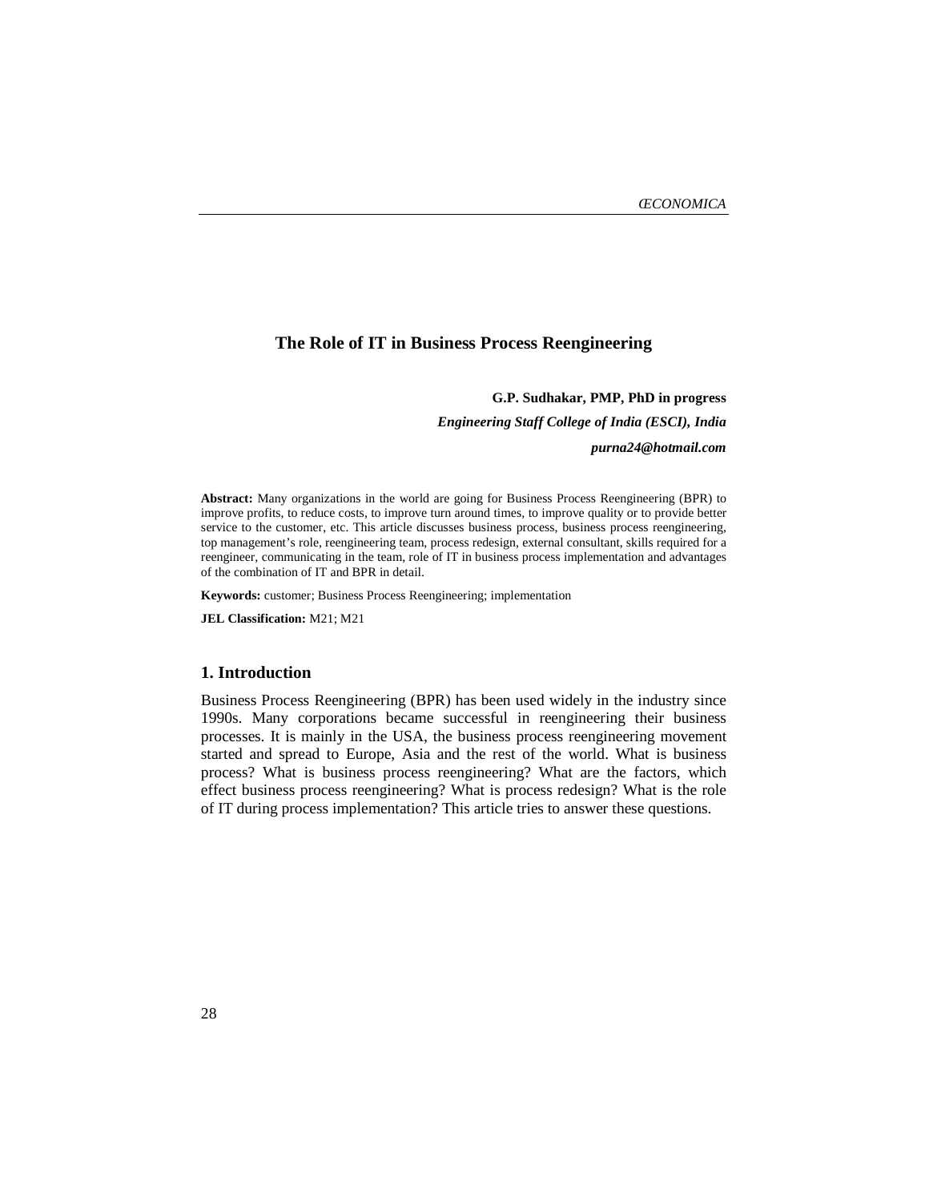# The Role of IT in Business Process Reengineering

**G.P. Sudhakar, PMP, PhD in progress**

***Engineering Staff College of India (ESCI), India***

***purna24@hotmail.com***

**Abstract:** Many organizations in the world are going for Business Process Reengineering (BPR) to improve profits, to reduce costs, to improve turn around times, to improve quality or to provide better service to the customer, etc. This article discusses business process, business process reengineering, top management's role, reengineering team, process redesign, external consultant, skills required for a reengineer, communicating in the team, role of IT in business process implementation and advantages of the combination of IT and BPR in detail.

**Keywords:** customer; Business Process Reengineering; implementation

**JEL Classification:** M21; M21

## 1. Introduction

Business Process Reengineering (BPR) has been used widely in the industry since 1990s. Many corporations became successful in reengineering their business processes. It is mainly in the USA, the business process reengineering movement started and spread to Europe, Asia and the rest of the world. What is business process? What is business process reengineering? What are the factors, which effect business process reengineering? What is process redesign? What is the role of IT during process implementation? This article tries to answer these questions.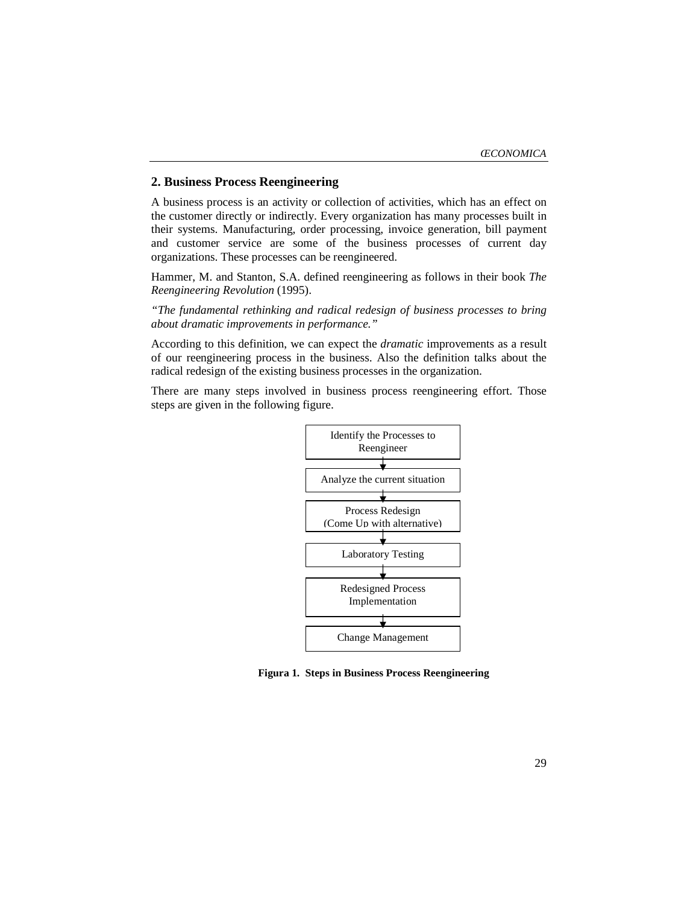## 2. Business Process Reengineering

A business process is an activity or collection of activities, which has an effect on the customer directly or indirectly. Every organization has many processes built in their systems. Manufacturing, order processing, invoice generation, bill payment and customer service are some of the business processes of current day organizations. These processes can be reengineered.

Hammer, M. and Stanton, S.A. defined reengineering as follows in their book *The Reengineering Revolution* (1995).

*"The fundamental rethinking and radical redesign of business processes to bring about dramatic improvements in performance."*

According to this definition, we can expect the *dramatic* improvements as a result of our reengineering process in the business. Also the definition talks about the radical redesign of the existing business processes in the organization.

There are many steps involved in business process reengineering effort. Those steps are given in the following figure.

Identify the Processes to Reengineer
↓
Analyze the current situation
↓
Process Redesign (Come Up with alternative)
↓
Laboratory Testing
↓
Redesigned Process Implementation
↓
Change Management

**Figura 1. Steps in Business Process Reengineering**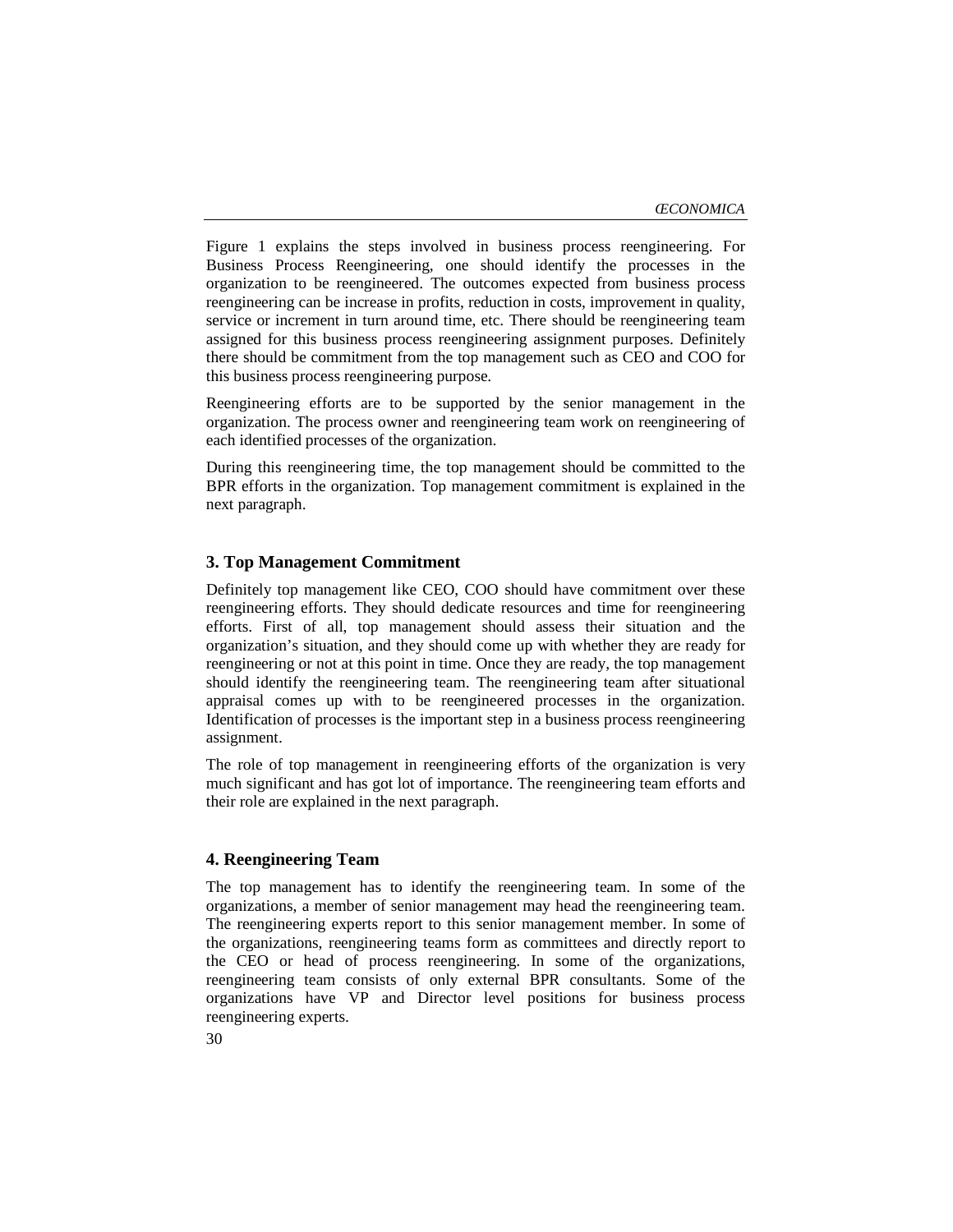Figure 1 explains the steps involved in business process reengineering. For Business Process Reengineering, one should identify the processes in the organization to be reengineered. The outcomes expected from business process reengineering can be increase in profits, reduction in costs, improvement in quality, service or increment in turn around time, etc. There should be reengineering team assigned for this business process reengineering assignment purposes. Definitely there should be commitment from the top management such as CEO and COO for this business process reengineering purpose.

Reengineering efforts are to be supported by the senior management in the organization. The process owner and reengineering team work on reengineering of each identified processes of the organization.

During this reengineering time, the top management should be committed to the BPR efforts in the organization. Top management commitment is explained in the next paragraph.

## 3. Top Management Commitment

Definitely top management like CEO, COO should have commitment over these reengineering efforts. They should dedicate resources and time for reengineering efforts. First of all, top management should assess their situation and the organization's situation, and they should come up with whether they are ready for reengineering or not at this point in time. Once they are ready, the top management should identify the reengineering team. The reengineering team after situational appraisal comes up with to be reengineered processes in the organization. Identification of processes is the important step in a business process reengineering assignment.

The role of top management in reengineering efforts of the organization is very much significant and has got lot of importance. The reengineering team efforts and their role are explained in the next paragraph.

## 4. Reengineering Team

The top management has to identify the reengineering team. In some of the organizations, a member of senior management may head the reengineering team. The reengineering experts report to this senior management member. In some of the organizations, reengineering teams form as committees and directly report to the CEO or head of process reengineering. In some of the organizations, reengineering team consists of only external BPR consultants. Some of the organizations have VP and Director level positions for business process reengineering experts.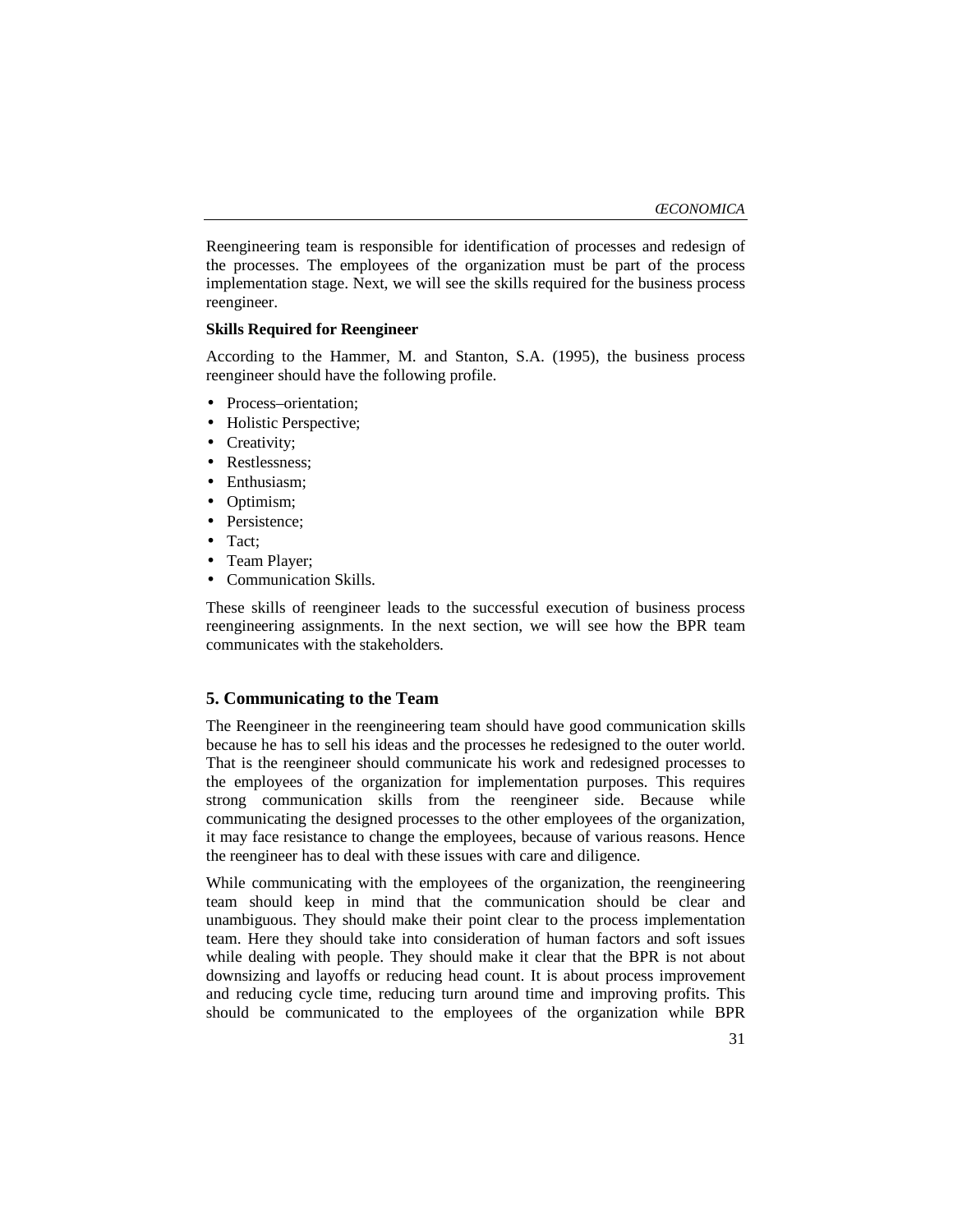Reengineering team is responsible for identification of processes and redesign of the processes. The employees of the organization must be part of the process implementation stage. Next, we will see the skills required for the business process reengineer.

**Skills Required for Reengineer**

According to the Hammer, M. and Stanton, S.A. (1995), the business process reengineer should have the following profile.

- Process–orientation;
- Holistic Perspective;
- Creativity;
- Restlessness;
- Enthusiasm;
- Optimism;
- Persistence;
- Tact;
- Team Player;
- Communication Skills.

These skills of reengineer leads to the successful execution of business process reengineering assignments. In the next section, we will see how the BPR team communicates with the stakeholders.

## 5. Communicating to the Team

The Reengineer in the reengineering team should have good communication skills because he has to sell his ideas and the processes he redesigned to the outer world. That is the reengineer should communicate his work and redesigned processes to the employees of the organization for implementation purposes. This requires strong communication skills from the reengineer side. Because while communicating the designed processes to the other employees of the organization, it may face resistance to change the employees, because of various reasons. Hence the reengineer has to deal with these issues with care and diligence.

While communicating with the employees of the organization, the reengineering team should keep in mind that the communication should be clear and unambiguous. They should make their point clear to the process implementation team. Here they should take into consideration of human factors and soft issues while dealing with people. They should make it clear that the BPR is not about downsizing and layoffs or reducing head count. It is about process improvement and reducing cycle time, reducing turn around time and improving profits. This should be communicated to the employees of the organization while BPR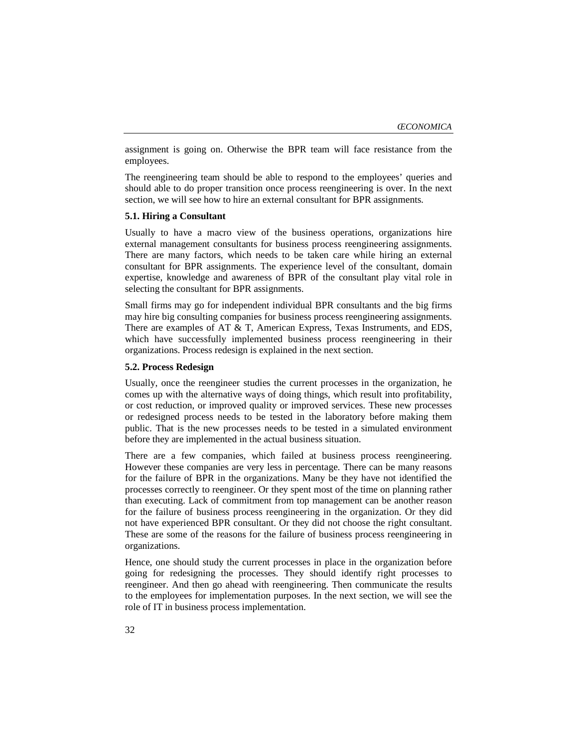assignment is going on. Otherwise the BPR team will face resistance from the employees.

The reengineering team should be able to respond to the employees' queries and should able to do proper transition once process reengineering is over. In the next section, we will see how to hire an external consultant for BPR assignments.

### 5.1. Hiring a Consultant

Usually to have a macro view of the business operations, organizations hire external management consultants for business process reengineering assignments. There are many factors, which needs to be taken care while hiring an external consultant for BPR assignments. The experience level of the consultant, domain expertise, knowledge and awareness of BPR of the consultant play vital role in selecting the consultant for BPR assignments.

Small firms may go for independent individual BPR consultants and the big firms may hire big consulting companies for business process reengineering assignments. There are examples of AT & T, American Express, Texas Instruments, and EDS, which have successfully implemented business process reengineering in their organizations. Process redesign is explained in the next section.

### 5.2. Process Redesign

Usually, once the reengineer studies the current processes in the organization, he comes up with the alternative ways of doing things, which result into profitability, or cost reduction, or improved quality or improved services. These new processes or redesigned process needs to be tested in the laboratory before making them public. That is the new processes needs to be tested in a simulated environment before they are implemented in the actual business situation.

There are a few companies, which failed at business process reengineering. However these companies are very less in percentage. There can be many reasons for the failure of BPR in the organizations. Many be they have not identified the processes correctly to reengineer. Or they spent most of the time on planning rather than executing. Lack of commitment from top management can be another reason for the failure of business process reengineering in the organization. Or they did not have experienced BPR consultant. Or they did not choose the right consultant. These are some of the reasons for the failure of business process reengineering in organizations.

Hence, one should study the current processes in place in the organization before going for redesigning the processes. They should identify right processes to reengineer. And then go ahead with reengineering. Then communicate the results to the employees for implementation purposes. In the next section, we will see the role of IT in business process implementation.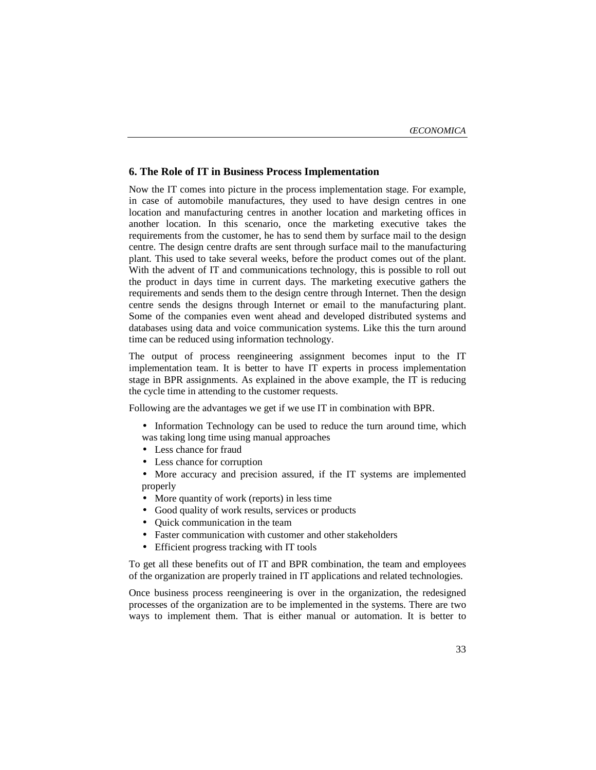## 6. The Role of IT in Business Process Implementation

Now the IT comes into picture in the process implementation stage. For example, in case of automobile manufactures, they used to have design centres in one location and manufacturing centres in another location and marketing offices in another location. In this scenario, once the marketing executive takes the requirements from the customer, he has to send them by surface mail to the design centre. The design centre drafts are sent through surface mail to the manufacturing plant. This used to take several weeks, before the product comes out of the plant. With the advent of IT and communications technology, this is possible to roll out the product in days time in current days. The marketing executive gathers the requirements and sends them to the design centre through Internet. Then the design centre sends the designs through Internet or email to the manufacturing plant. Some of the companies even went ahead and developed distributed systems and databases using data and voice communication systems. Like this the turn around time can be reduced using information technology.

The output of process reengineering assignment becomes input to the IT implementation team. It is better to have IT experts in process implementation stage in BPR assignments. As explained in the above example, the IT is reducing the cycle time in attending to the customer requests.

Following are the advantages we get if we use IT in combination with BPR.

- Information Technology can be used to reduce the turn around time, which was taking long time using manual approaches
- Less chance for fraud
- Less chance for corruption
- More accuracy and precision assured, if the IT systems are implemented properly
- More quantity of work (reports) in less time
- Good quality of work results, services or products
- Quick communication in the team
- Faster communication with customer and other stakeholders
- Efficient progress tracking with IT tools

To get all these benefits out of IT and BPR combination, the team and employees of the organization are properly trained in IT applications and related technologies.

Once business process reengineering is over in the organization, the redesigned processes of the organization are to be implemented in the systems. There are two ways to implement them. That is either manual or automation. It is better to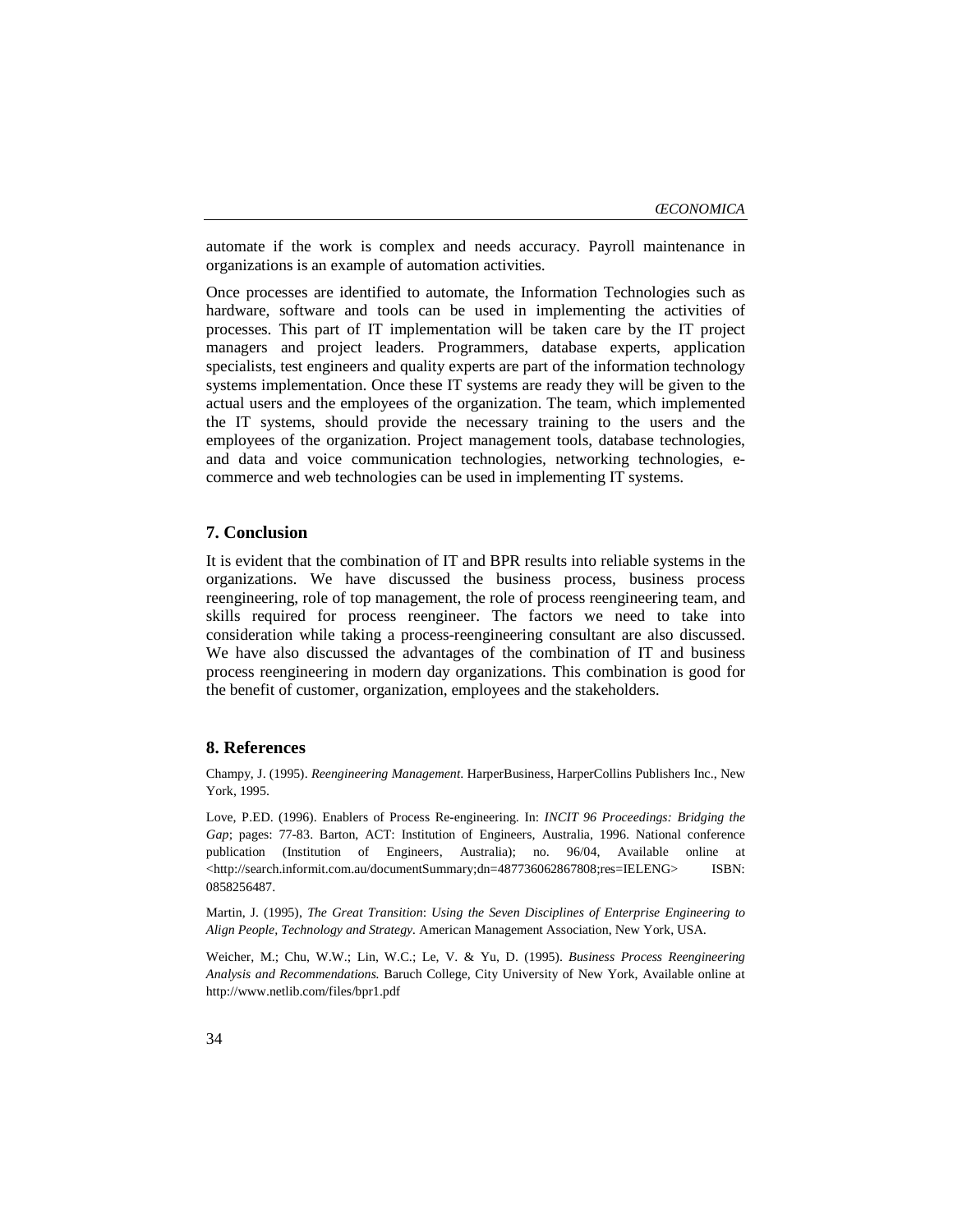automate if the work is complex and needs accuracy. Payroll maintenance in organizations is an example of automation activities.

Once processes are identified to automate, the Information Technologies such as hardware, software and tools can be used in implementing the activities of processes. This part of IT implementation will be taken care by the IT project managers and project leaders. Programmers, database experts, application specialists, test engineers and quality experts are part of the information technology systems implementation. Once these IT systems are ready they will be given to the actual users and the employees of the organization. The team, which implemented the IT systems, should provide the necessary training to the users and the employees of the organization. Project management tools, database technologies, and data and voice communication technologies, networking technologies, e-commerce and web technologies can be used in implementing IT systems.

## 7. Conclusion

It is evident that the combination of IT and BPR results into reliable systems in the organizations. We have discussed the business process, business process reengineering, role of top management, the role of process reengineering team, and skills required for process reengineer. The factors we need to take into consideration while taking a process-reengineering consultant are also discussed. We have also discussed the advantages of the combination of IT and business process reengineering in modern day organizations. This combination is good for the benefit of customer, organization, employees and the stakeholders.

## 8. References

Champy, J. (1995). *Reengineering Management*. HarperBusiness, HarperCollins Publishers Inc., New York, 1995.

Love, P.ED. (1996). Enablers of Process Re-engineering. In: *INCIT 96 Proceedings: Bridging the Gap*; pages: 77-83. Barton, ACT: Institution of Engineers, Australia, 1996. National conference publication (Institution of Engineers, Australia); no. 96/04, Available online at <http://search.informit.com.au/documentSummary;dn=487736062867808;res=IELENG> ISBN: 0858256487.

Martin, J. (1995), *The Great Transition*: *Using the Seven Disciplines of Enterprise Engineering to Align People, Technology and Strategy.* American Management Association, New York, USA.

Weicher, M.; Chu, W.W.; Lin, W.C.; Le, V. & Yu, D. (1995). *Business Process Reengineering Analysis and Recommendations.* Baruch College, City University of New York, Available online at http://www.netlib.com/files/bpr1.pdf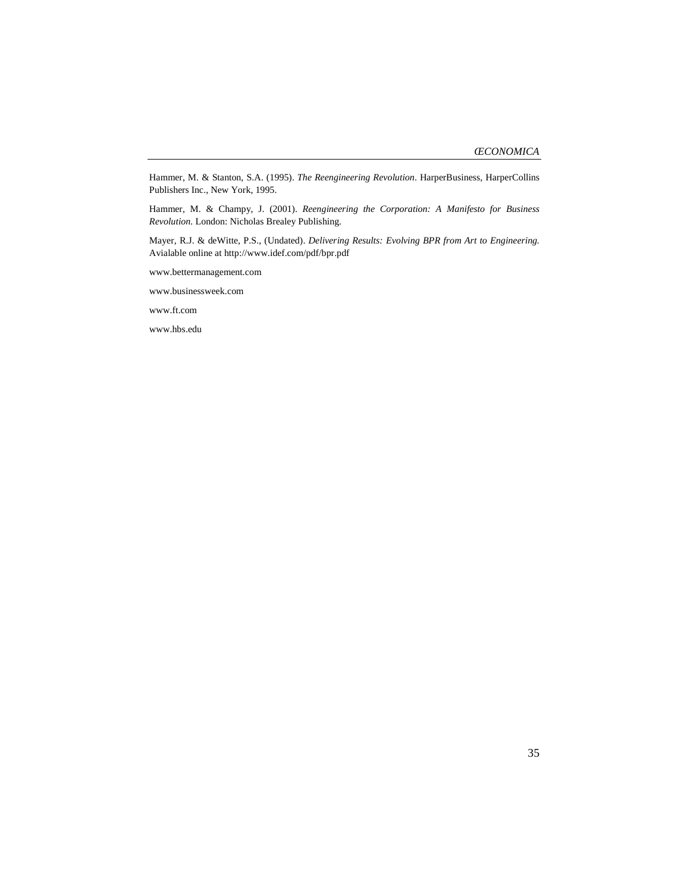Hammer, M. & Stanton, S.A. (1995). *The Reengineering Revolution*. HarperBusiness, HarperCollins Publishers Inc., New York, 1995.

Hammer, M. & Champy, J. (2001). *Reengineering the Corporation: A Manifesto for Business Revolution.* London: Nicholas Brealey Publishing.

Mayer, R.J. & deWitte, P.S., (Undated). *Delivering Results: Evolving BPR from Art to Engineering.* Avialable online at http://www.idef.com/pdf/bpr.pdf

www.bettermanagement.com

www.businessweek.com

www.ft.com

www.hbs.edu